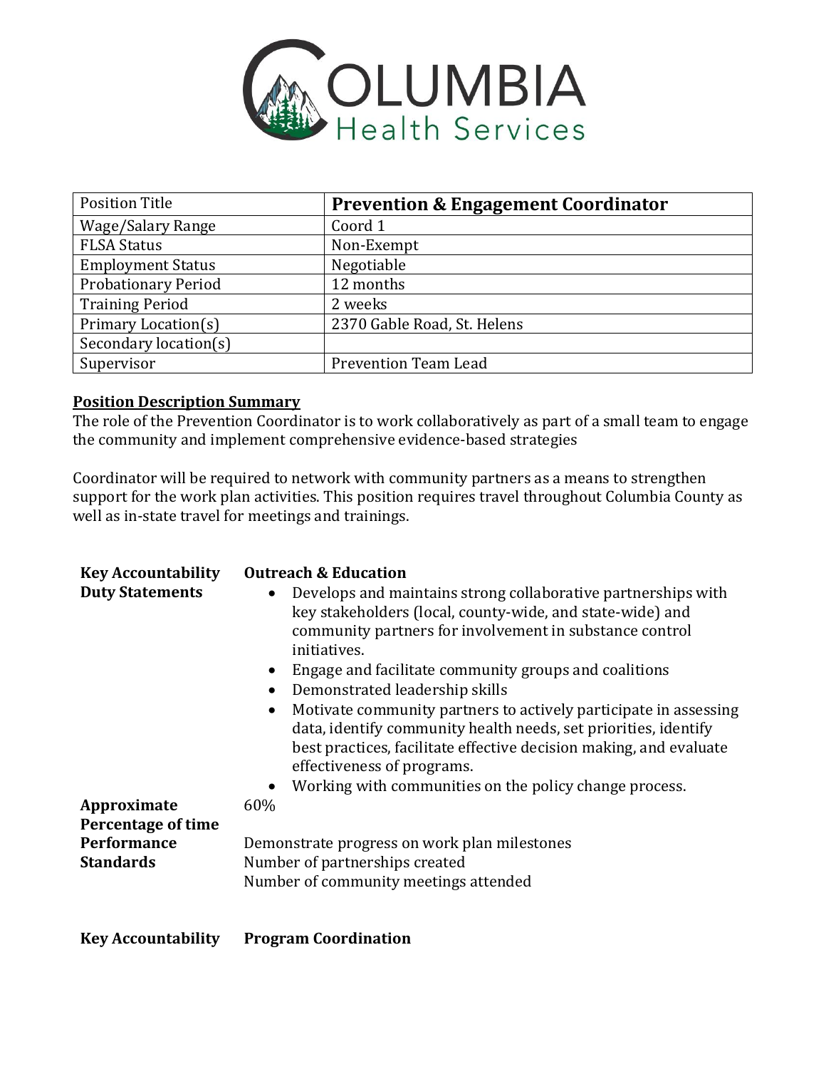# COLUMBIA Health Services

| Position Title | **Prevention & Engagement Coordinator** |
| --- | --- |
| Wage/Salary Range | Coord 1 |
| FLSA Status | Non-Exempt |
| Employment Status | Negotiable |
| Probationary Period | 12 months |
| Training Period | 2 weeks |
| Primary Location(s) | 2370 Gable Road, St. Helens |
| Secondary location(s) | |
| Supervisor | Prevention Team Lead |

**Position Description Summary**

The role of the Prevention Coordinator is to work collaboratively as part of a small team to engage the community and implement comprehensive evidence-based strategies

Coordinator will be required to network with community partners as a means to strengthen support for the work plan activities. This position requires travel throughout Columbia County as well as in-state travel for meetings and trainings.

**Key Accountability** — **Outreach & Education**

**Duty Statements**

- Develops and maintains strong collaborative partnerships with key stakeholders (local, county-wide, and state-wide) and community partners for involvement in substance control initiatives.
- Engage and facilitate community groups and coalitions
- Demonstrated leadership skills
- Motivate community partners to actively participate in assessing data, identify community health needs, set priorities, identify best practices, facilitate effective decision making, and evaluate effectiveness of programs.
- Working with communities on the policy change process.

**Approximate Percentage of time**: 60%

**Performance Standards**

Demonstrate progress on work plan milestones
Number of partnerships created
Number of community meetings attended

**Key Accountability** — **Program Coordination**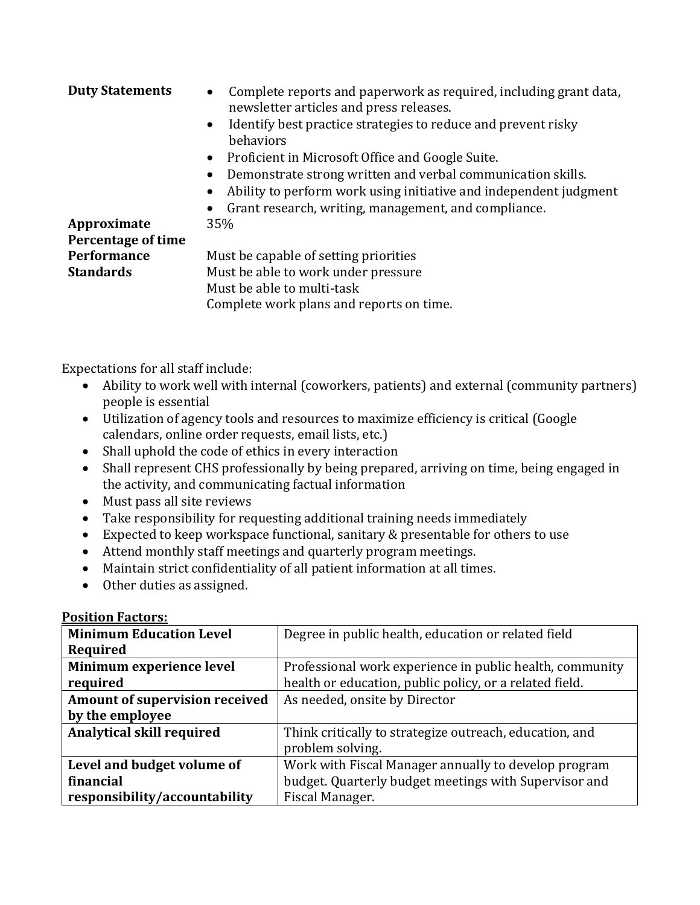| | |
|---|---|
| **Duty Statements** | • Complete reports and paperwork as required, including grant data, newsletter articles and press releases.<br>• Identify best practice strategies to reduce and prevent risky behaviors<br>• Proficient in Microsoft Office and Google Suite.<br>• Demonstrate strong written and verbal communication skills.<br>• Ability to perform work using initiative and independent judgment<br>• Grant research, writing, management, and compliance. |
| **Approximate Percentage of time** | 35% |
| **Performance Standards** | Must be capable of setting priorities<br>Must be able to work under pressure<br>Must be able to multi-task<br>Complete work plans and reports on time. |

Expectations for all staff include:

- Ability to work well with internal (coworkers, patients) and external (community partners) people is essential
- Utilization of agency tools and resources to maximize efficiency is critical (Google calendars, online order requests, email lists, etc.)
- Shall uphold the code of ethics in every interaction
- Shall represent CHS professionally by being prepared, arriving on time, being engaged in the activity, and communicating factual information
- Must pass all site reviews
- Take responsibility for requesting additional training needs immediately
- Expected to keep workspace functional, sanitary & presentable for others to use
- Attend monthly staff meetings and quarterly program meetings.
- Maintain strict confidentiality of all patient information at all times.
- Other duties as assigned.

**Position Factors:**

| | |
|---|---|
| **Minimum Education Level Required** | Degree in public health, education or related field |
| **Minimum experience level required** | Professional work experience in public health, community health or education, public policy, or a related field. |
| **Amount of supervision received by the employee** | As needed, onsite by Director |
| **Analytical skill required** | Think critically to strategize outreach, education, and problem solving. |
| **Level and budget volume of financial responsibility/accountability** | Work with Fiscal Manager annually to develop program budget. Quarterly budget meetings with Supervisor and Fiscal Manager. |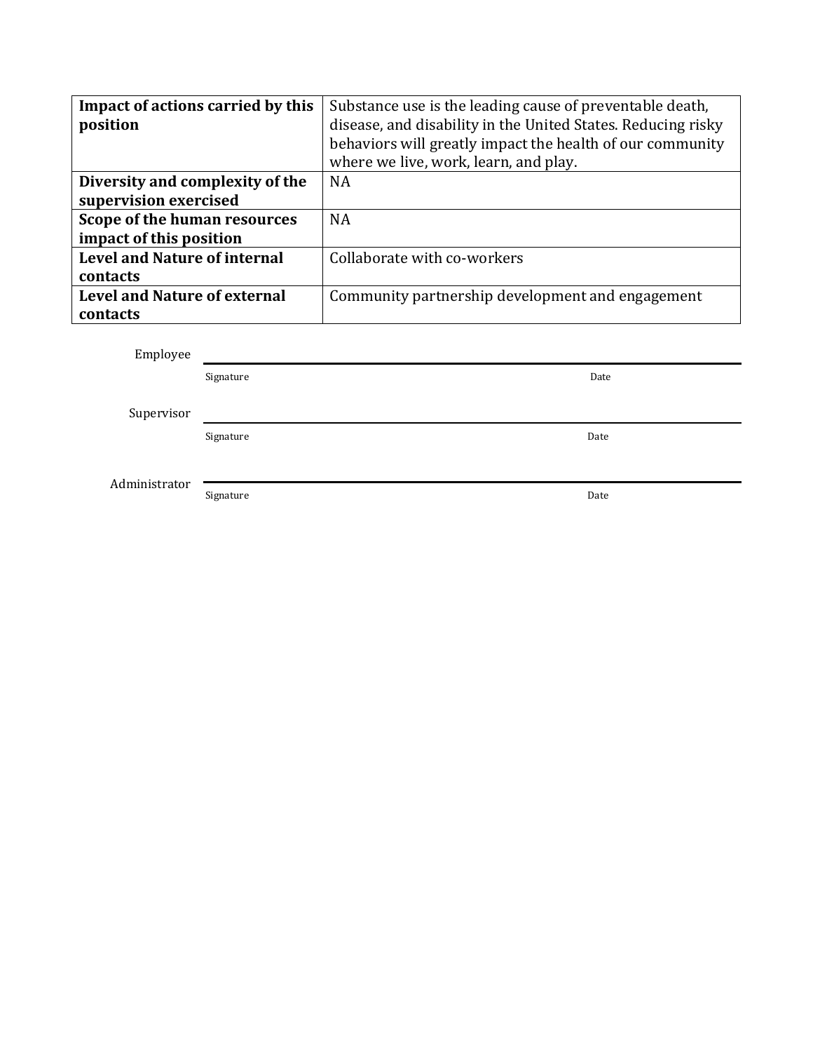| | |
|---|---|
| **Impact of actions carried by this position** | Substance use is the leading cause of preventable death, disease, and disability in the United States. Reducing risky behaviors will greatly impact the health of our community where we live, work, learn, and play. |
| **Diversity and complexity of the supervision exercised** | NA |
| **Scope of the human resources impact of this position** | NA |
| **Level and Nature of internal contacts** | Collaborate with co-workers |
| **Level and Nature of external contacts** | Community partnership development and engagement |

Employee ______________________________________________

Signature Date

Supervisor ______________________________________________

Signature Date

Administrator ______________________________________________

Signature Date